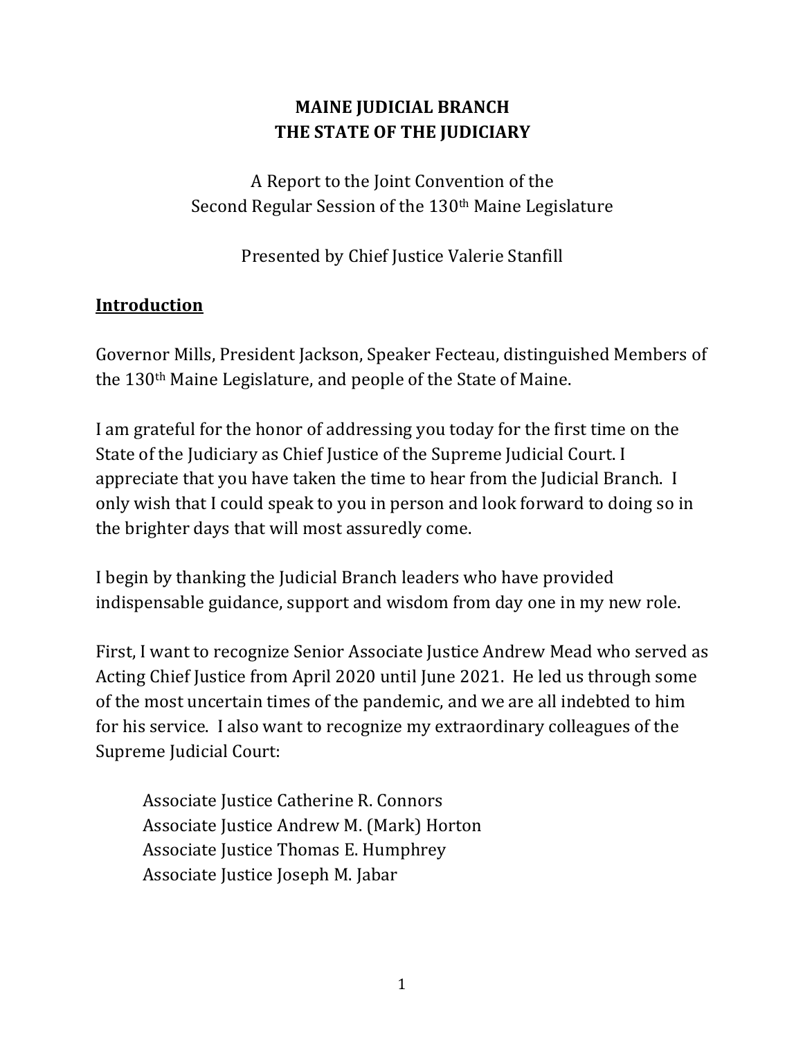# MAINE JUDICIAL BRANCH
# THE STATE OF THE JUDICIARY

A Report to the Joint Convention of the
Second Regular Session of the 130th Maine Legislature

Presented by Chief Justice Valerie Stanfill

## Introduction

Governor Mills, President Jackson, Speaker Fecteau, distinguished Members of the 130th Maine Legislature, and people of the State of Maine.

I am grateful for the honor of addressing you today for the first time on the State of the Judiciary as Chief Justice of the Supreme Judicial Court. I appreciate that you have taken the time to hear from the Judicial Branch. I only wish that I could speak to you in person and look forward to doing so in the brighter days that will most assuredly come.

I begin by thanking the Judicial Branch leaders who have provided indispensable guidance, support and wisdom from day one in my new role.

First, I want to recognize Senior Associate Justice Andrew Mead who served as Acting Chief Justice from April 2020 until June 2021. He led us through some of the most uncertain times of the pandemic, and we are all indebted to him for his service. I also want to recognize my extraordinary colleagues of the Supreme Judicial Court:

Associate Justice Catherine R. Connors
Associate Justice Andrew M. (Mark) Horton
Associate Justice Thomas E. Humphrey
Associate Justice Joseph M. Jabar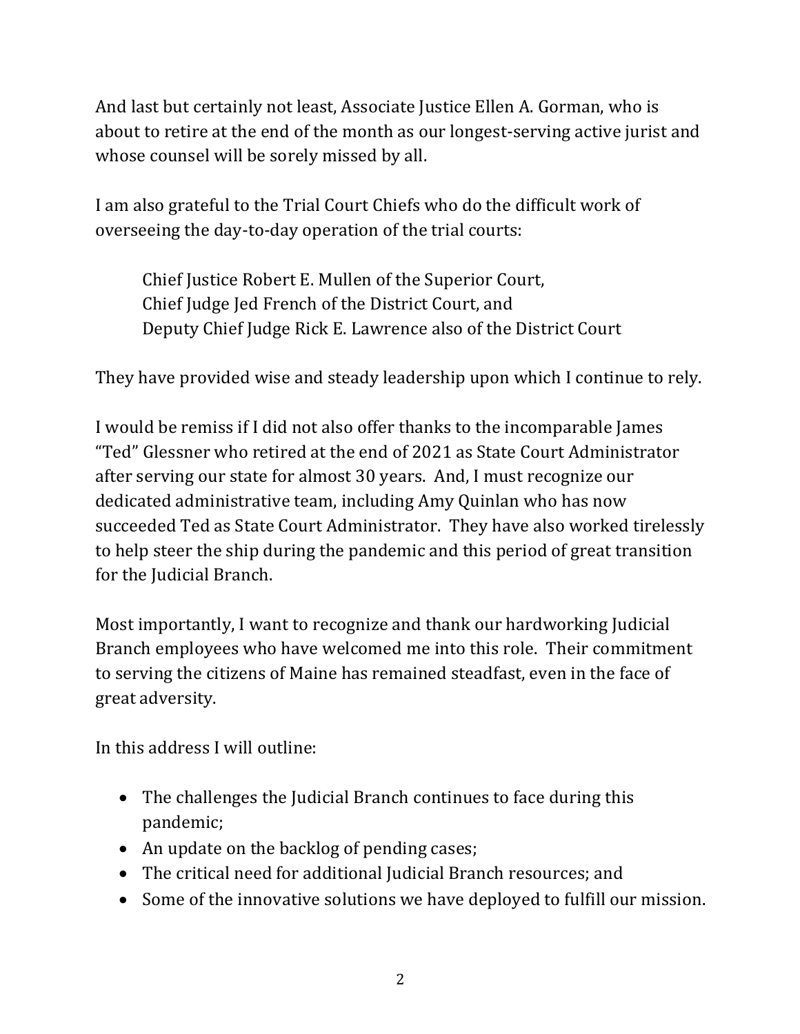And last but certainly not least, Associate Justice Ellen A. Gorman, who is about to retire at the end of the month as our longest-serving active jurist and whose counsel will be sorely missed by all.

I am also grateful to the Trial Court Chiefs who do the difficult work of overseeing the day-to-day operation of the trial courts:

> Chief Justice Robert E. Mullen of the Superior Court,
> Chief Judge Jed French of the District Court, and
> Deputy Chief Judge Rick E. Lawrence also of the District Court

They have provided wise and steady leadership upon which I continue to rely.

I would be remiss if I did not also offer thanks to the incomparable James "Ted" Glessner who retired at the end of 2021 as State Court Administrator after serving our state for almost 30 years. And, I must recognize our dedicated administrative team, including Amy Quinlan who has now succeeded Ted as State Court Administrator. They have also worked tirelessly to help steer the ship during the pandemic and this period of great transition for the Judicial Branch.

Most importantly, I want to recognize and thank our hardworking Judicial Branch employees who have welcomed me into this role. Their commitment to serving the citizens of Maine has remained steadfast, even in the face of great adversity.

In this address I will outline:

- The challenges the Judicial Branch continues to face during this pandemic;
- An update on the backlog of pending cases;
- The critical need for additional Judicial Branch resources; and
- Some of the innovative solutions we have deployed to fulfill our mission.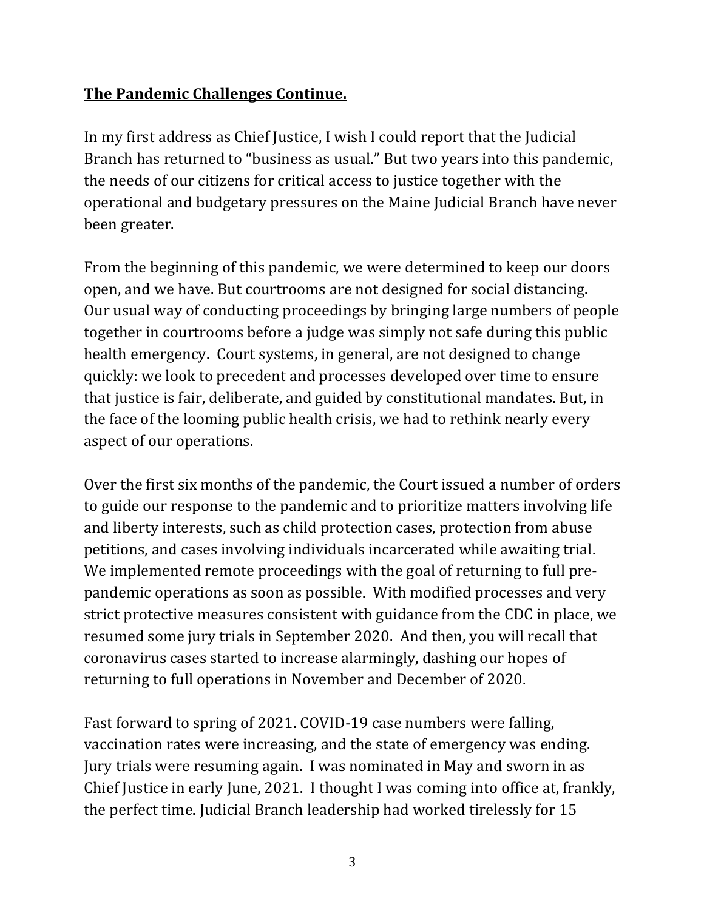**The Pandemic Challenges Continue.**

In my first address as Chief Justice, I wish I could report that the Judicial Branch has returned to "business as usual." But two years into this pandemic, the needs of our citizens for critical access to justice together with the operational and budgetary pressures on the Maine Judicial Branch have never been greater.

From the beginning of this pandemic, we were determined to keep our doors open, and we have. But courtrooms are not designed for social distancing. Our usual way of conducting proceedings by bringing large numbers of people together in courtrooms before a judge was simply not safe during this public health emergency. Court systems, in general, are not designed to change quickly: we look to precedent and processes developed over time to ensure that justice is fair, deliberate, and guided by constitutional mandates. But, in the face of the looming public health crisis, we had to rethink nearly every aspect of our operations.

Over the first six months of the pandemic, the Court issued a number of orders to guide our response to the pandemic and to prioritize matters involving life and liberty interests, such as child protection cases, protection from abuse petitions, and cases involving individuals incarcerated while awaiting trial. We implemented remote proceedings with the goal of returning to full pre-pandemic operations as soon as possible. With modified processes and very strict protective measures consistent with guidance from the CDC in place, we resumed some jury trials in September 2020. And then, you will recall that coronavirus cases started to increase alarmingly, dashing our hopes of returning to full operations in November and December of 2020.

Fast forward to spring of 2021. COVID-19 case numbers were falling, vaccination rates were increasing, and the state of emergency was ending. Jury trials were resuming again. I was nominated in May and sworn in as Chief Justice in early June, 2021. I thought I was coming into office at, frankly, the perfect time. Judicial Branch leadership had worked tirelessly for 15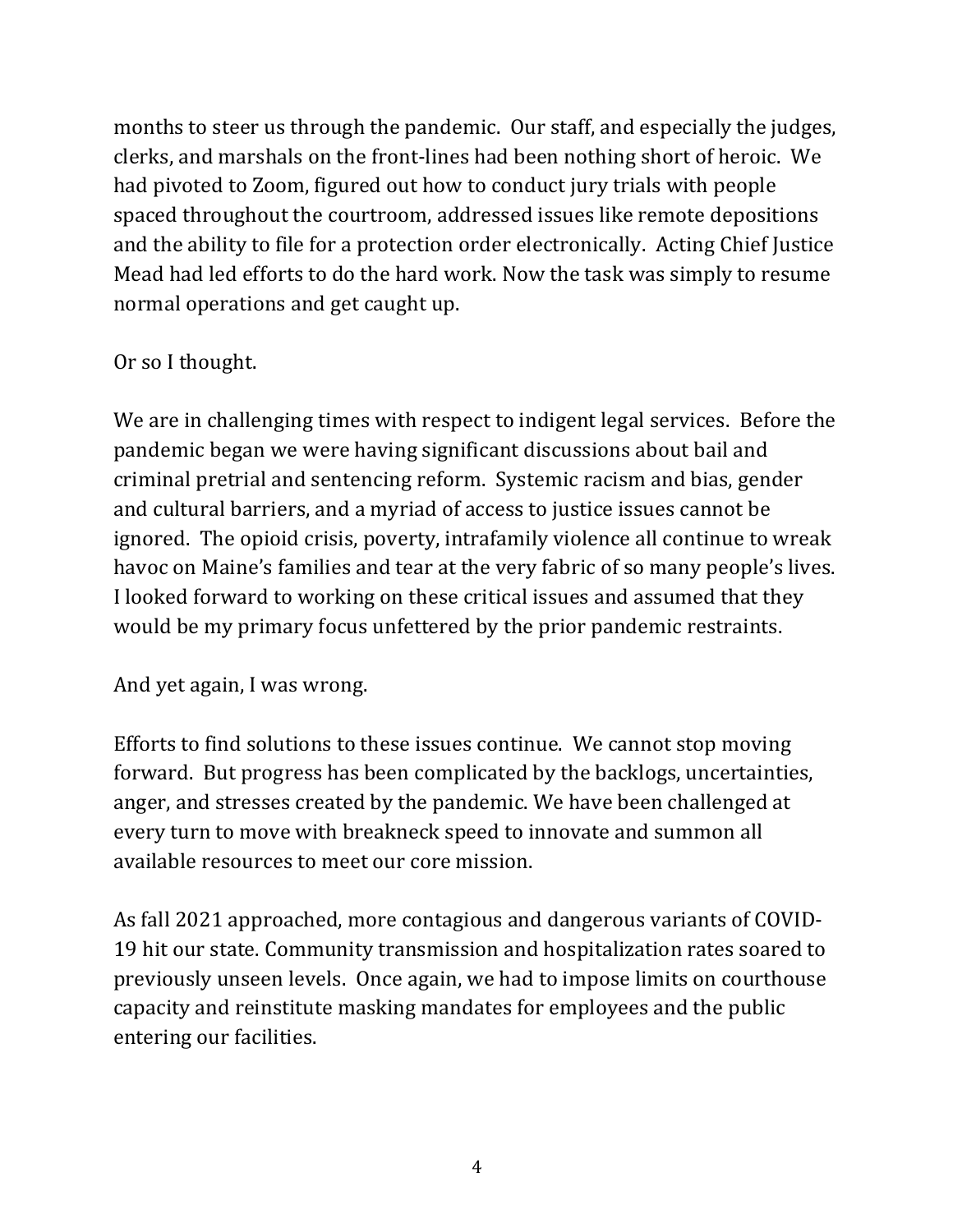months to steer us through the pandemic. Our staff, and especially the judges, clerks, and marshals on the front-lines had been nothing short of heroic. We had pivoted to Zoom, figured out how to conduct jury trials with people spaced throughout the courtroom, addressed issues like remote depositions and the ability to file for a protection order electronically. Acting Chief Justice Mead had led efforts to do the hard work. Now the task was simply to resume normal operations and get caught up.

Or so I thought.

We are in challenging times with respect to indigent legal services. Before the pandemic began we were having significant discussions about bail and criminal pretrial and sentencing reform. Systemic racism and bias, gender and cultural barriers, and a myriad of access to justice issues cannot be ignored. The opioid crisis, poverty, intrafamily violence all continue to wreak havoc on Maine's families and tear at the very fabric of so many people's lives. I looked forward to working on these critical issues and assumed that they would be my primary focus unfettered by the prior pandemic restraints.

And yet again, I was wrong.

Efforts to find solutions to these issues continue. We cannot stop moving forward. But progress has been complicated by the backlogs, uncertainties, anger, and stresses created by the pandemic. We have been challenged at every turn to move with breakneck speed to innovate and summon all available resources to meet our core mission.

As fall 2021 approached, more contagious and dangerous variants of COVID-19 hit our state. Community transmission and hospitalization rates soared to previously unseen levels. Once again, we had to impose limits on courthouse capacity and reinstitute masking mandates for employees and the public entering our facilities.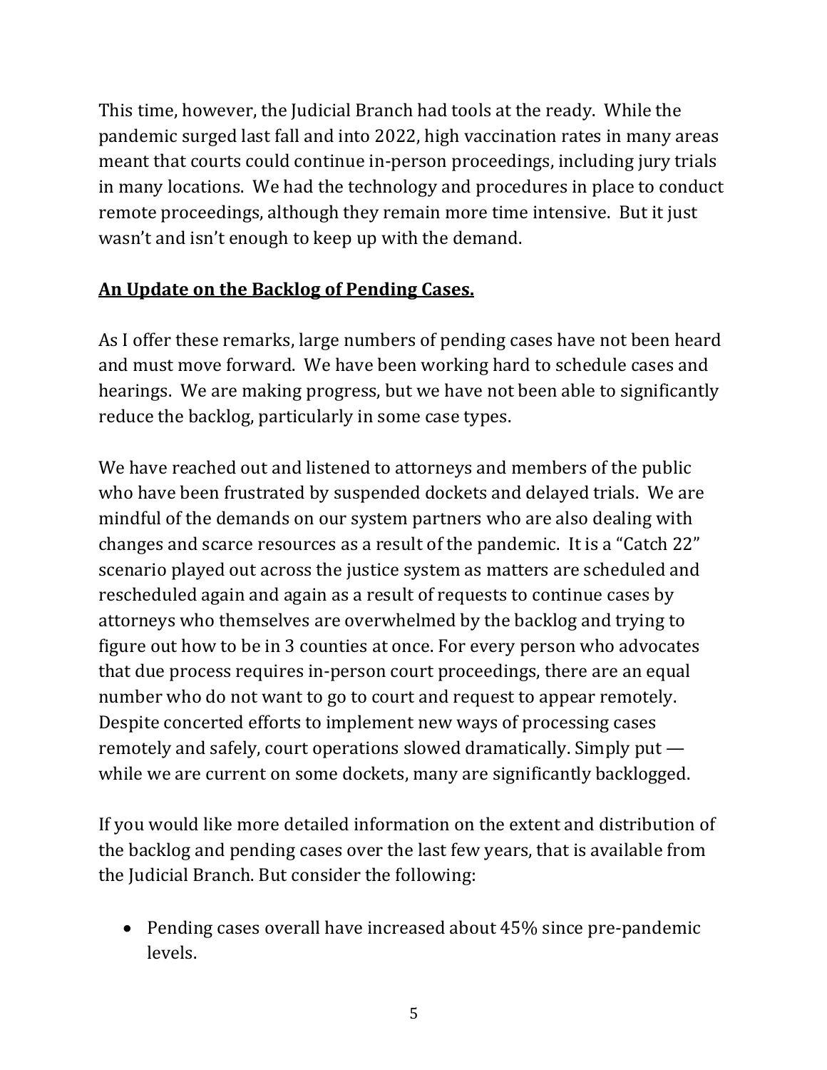This time, however, the Judicial Branch had tools at the ready. While the pandemic surged last fall and into 2022, high vaccination rates in many areas meant that courts could continue in-person proceedings, including jury trials in many locations. We had the technology and procedures in place to conduct remote proceedings, although they remain more time intensive. But it just wasn't and isn't enough to keep up with the demand.

**An Update on the Backlog of Pending Cases.**

As I offer these remarks, large numbers of pending cases have not been heard and must move forward. We have been working hard to schedule cases and hearings. We are making progress, but we have not been able to significantly reduce the backlog, particularly in some case types.

We have reached out and listened to attorneys and members of the public who have been frustrated by suspended dockets and delayed trials. We are mindful of the demands on our system partners who are also dealing with changes and scarce resources as a result of the pandemic. It is a "Catch 22" scenario played out across the justice system as matters are scheduled and rescheduled again and again as a result of requests to continue cases by attorneys who themselves are overwhelmed by the backlog and trying to figure out how to be in 3 counties at once. For every person who advocates that due process requires in-person court proceedings, there are an equal number who do not want to go to court and request to appear remotely. Despite concerted efforts to implement new ways of processing cases remotely and safely, court operations slowed dramatically. Simply put — while we are current on some dockets, many are significantly backlogged.

If you would like more detailed information on the extent and distribution of the backlog and pending cases over the last few years, that is available from the Judicial Branch. But consider the following:

- Pending cases overall have increased about 45% since pre-pandemic levels.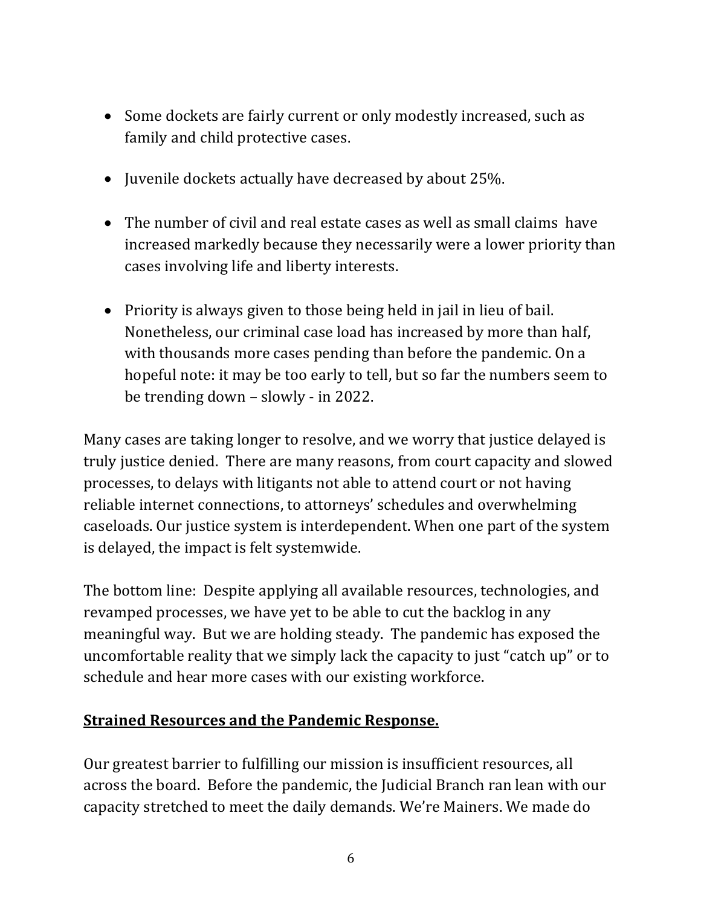- Some dockets are fairly current or only modestly increased, such as family and child protective cases.

- Juvenile dockets actually have decreased by about 25%.

- The number of civil and real estate cases as well as small claims have increased markedly because they necessarily were a lower priority than cases involving life and liberty interests.

- Priority is always given to those being held in jail in lieu of bail. Nonetheless, our criminal case load has increased by more than half, with thousands more cases pending than before the pandemic. On a hopeful note: it may be too early to tell, but so far the numbers seem to be trending down – slowly - in 2022.

Many cases are taking longer to resolve, and we worry that justice delayed is truly justice denied. There are many reasons, from court capacity and slowed processes, to delays with litigants not able to attend court or not having reliable internet connections, to attorneys' schedules and overwhelming caseloads. Our justice system is interdependent. When one part of the system is delayed, the impact is felt systemwide.

The bottom line: Despite applying all available resources, technologies, and revamped processes, we have yet to be able to cut the backlog in any meaningful way. But we are holding steady. The pandemic has exposed the uncomfortable reality that we simply lack the capacity to just "catch up" or to schedule and hear more cases with our existing workforce.

**Strained Resources and the Pandemic Response.**

Our greatest barrier to fulfilling our mission is insufficient resources, all across the board. Before the pandemic, the Judicial Branch ran lean with our capacity stretched to meet the daily demands. We're Mainers. We made do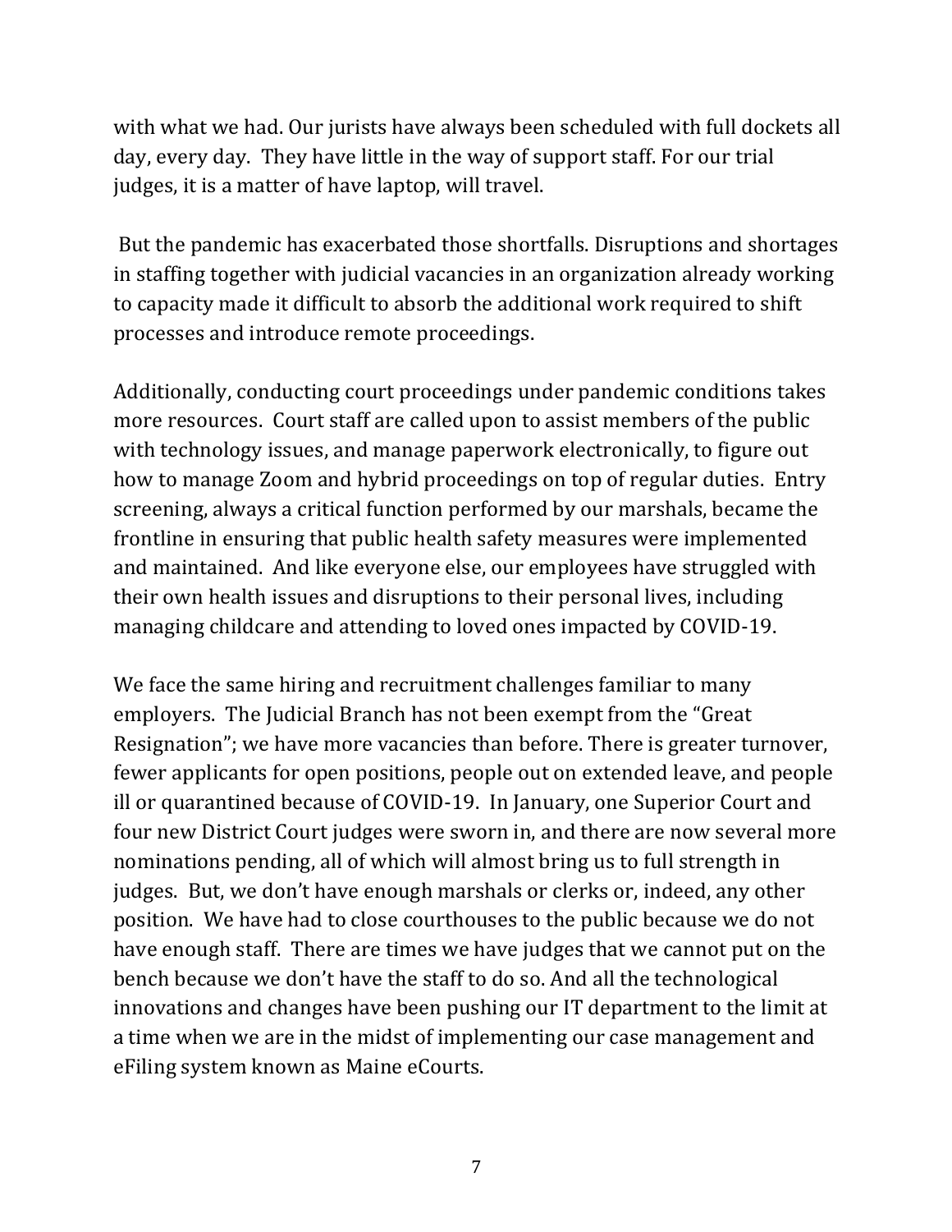with what we had. Our jurists have always been scheduled with full dockets all day, every day. They have little in the way of support staff. For our trial judges, it is a matter of have laptop, will travel.

But the pandemic has exacerbated those shortfalls. Disruptions and shortages in staffing together with judicial vacancies in an organization already working to capacity made it difficult to absorb the additional work required to shift processes and introduce remote proceedings.

Additionally, conducting court proceedings under pandemic conditions takes more resources. Court staff are called upon to assist members of the public with technology issues, and manage paperwork electronically, to figure out how to manage Zoom and hybrid proceedings on top of regular duties. Entry screening, always a critical function performed by our marshals, became the frontline in ensuring that public health safety measures were implemented and maintained. And like everyone else, our employees have struggled with their own health issues and disruptions to their personal lives, including managing childcare and attending to loved ones impacted by COVID-19.

We face the same hiring and recruitment challenges familiar to many employers. The Judicial Branch has not been exempt from the "Great Resignation"; we have more vacancies than before. There is greater turnover, fewer applicants for open positions, people out on extended leave, and people ill or quarantined because of COVID-19. In January, one Superior Court and four new District Court judges were sworn in, and there are now several more nominations pending, all of which will almost bring us to full strength in judges. But, we don't have enough marshals or clerks or, indeed, any other position. We have had to close courthouses to the public because we do not have enough staff. There are times we have judges that we cannot put on the bench because we don't have the staff to do so. And all the technological innovations and changes have been pushing our IT department to the limit at a time when we are in the midst of implementing our case management and eFiling system known as Maine eCourts.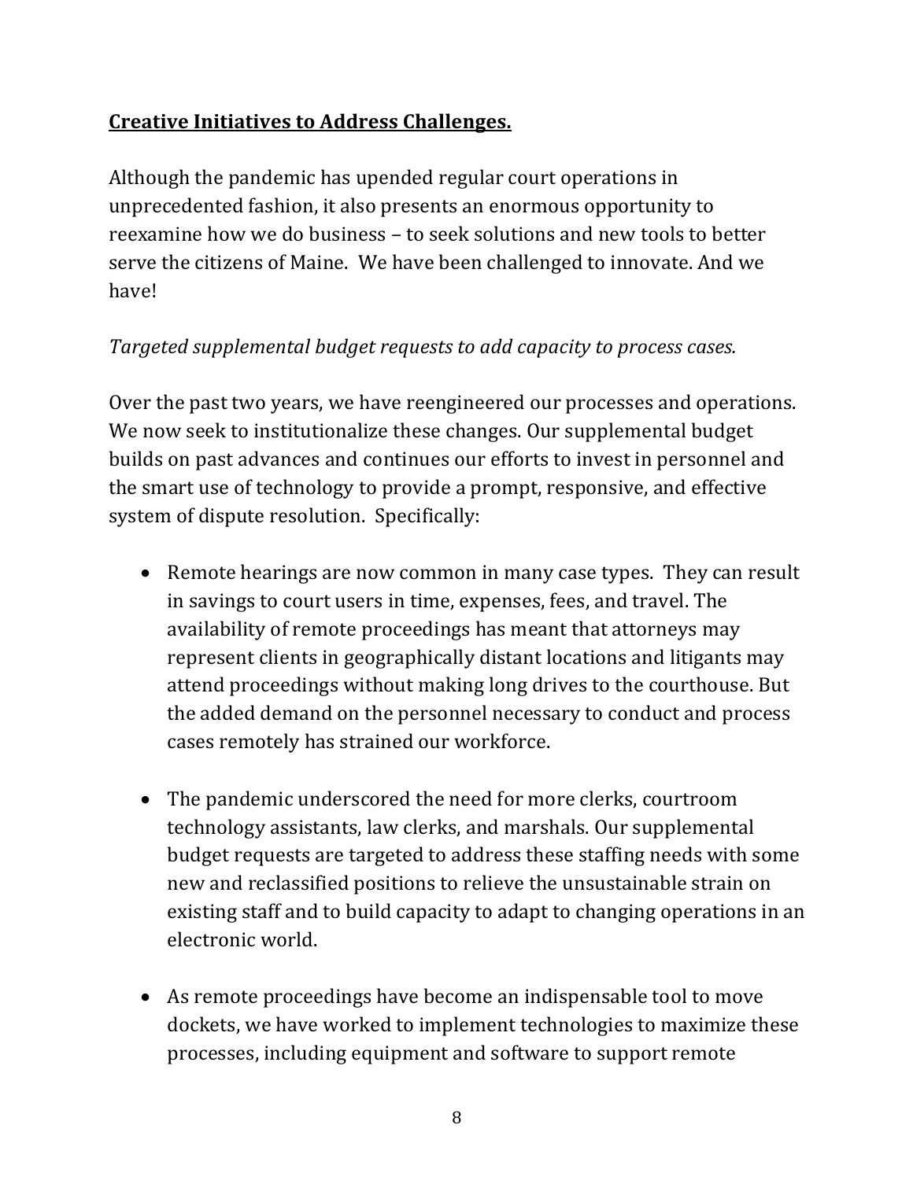**<u>Creative Initiatives to Address Challenges.</u>**

Although the pandemic has upended regular court operations in unprecedented fashion, it also presents an enormous opportunity to reexamine how we do business – to seek solutions and new tools to better serve the citizens of Maine. We have been challenged to innovate. And we have!

*Targeted supplemental budget requests to add capacity to process cases.*

Over the past two years, we have reengineered our processes and operations. We now seek to institutionalize these changes. Our supplemental budget builds on past advances and continues our efforts to invest in personnel and the smart use of technology to provide a prompt, responsive, and effective system of dispute resolution. Specifically:

- Remote hearings are now common in many case types. They can result in savings to court users in time, expenses, fees, and travel. The availability of remote proceedings has meant that attorneys may represent clients in geographically distant locations and litigants may attend proceedings without making long drives to the courthouse. But the added demand on the personnel necessary to conduct and process cases remotely has strained our workforce.

- The pandemic underscored the need for more clerks, courtroom technology assistants, law clerks, and marshals. Our supplemental budget requests are targeted to address these staffing needs with some new and reclassified positions to relieve the unsustainable strain on existing staff and to build capacity to adapt to changing operations in an electronic world.

- As remote proceedings have become an indispensable tool to move dockets, we have worked to implement technologies to maximize these processes, including equipment and software to support remote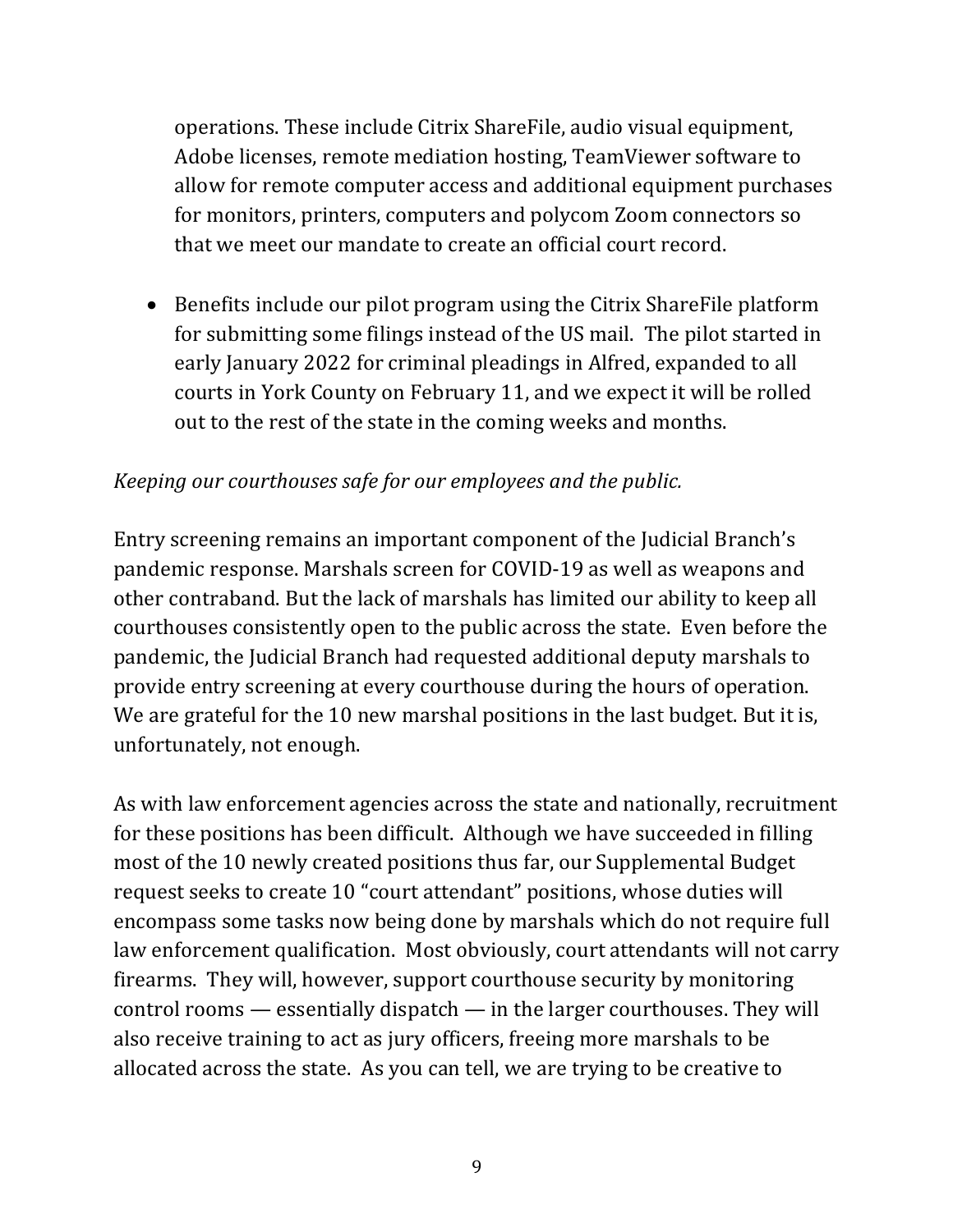operations. These include Citrix ShareFile, audio visual equipment, Adobe licenses, remote mediation hosting, TeamViewer software to allow for remote computer access and additional equipment purchases for monitors, printers, computers and polycom Zoom connectors so that we meet our mandate to create an official court record.

- Benefits include our pilot program using the Citrix ShareFile platform for submitting some filings instead of the US mail. The pilot started in early January 2022 for criminal pleadings in Alfred, expanded to all courts in York County on February 11, and we expect it will be rolled out to the rest of the state in the coming weeks and months.

*Keeping our courthouses safe for our employees and the public.*

Entry screening remains an important component of the Judicial Branch's pandemic response. Marshals screen for COVID-19 as well as weapons and other contraband. But the lack of marshals has limited our ability to keep all courthouses consistently open to the public across the state. Even before the pandemic, the Judicial Branch had requested additional deputy marshals to provide entry screening at every courthouse during the hours of operation. We are grateful for the 10 new marshal positions in the last budget. But it is, unfortunately, not enough.

As with law enforcement agencies across the state and nationally, recruitment for these positions has been difficult. Although we have succeeded in filling most of the 10 newly created positions thus far, our Supplemental Budget request seeks to create 10 "court attendant" positions, whose duties will encompass some tasks now being done by marshals which do not require full law enforcement qualification. Most obviously, court attendants will not carry firearms. They will, however, support courthouse security by monitoring control rooms — essentially dispatch — in the larger courthouses. They will also receive training to act as jury officers, freeing more marshals to be allocated across the state. As you can tell, we are trying to be creative to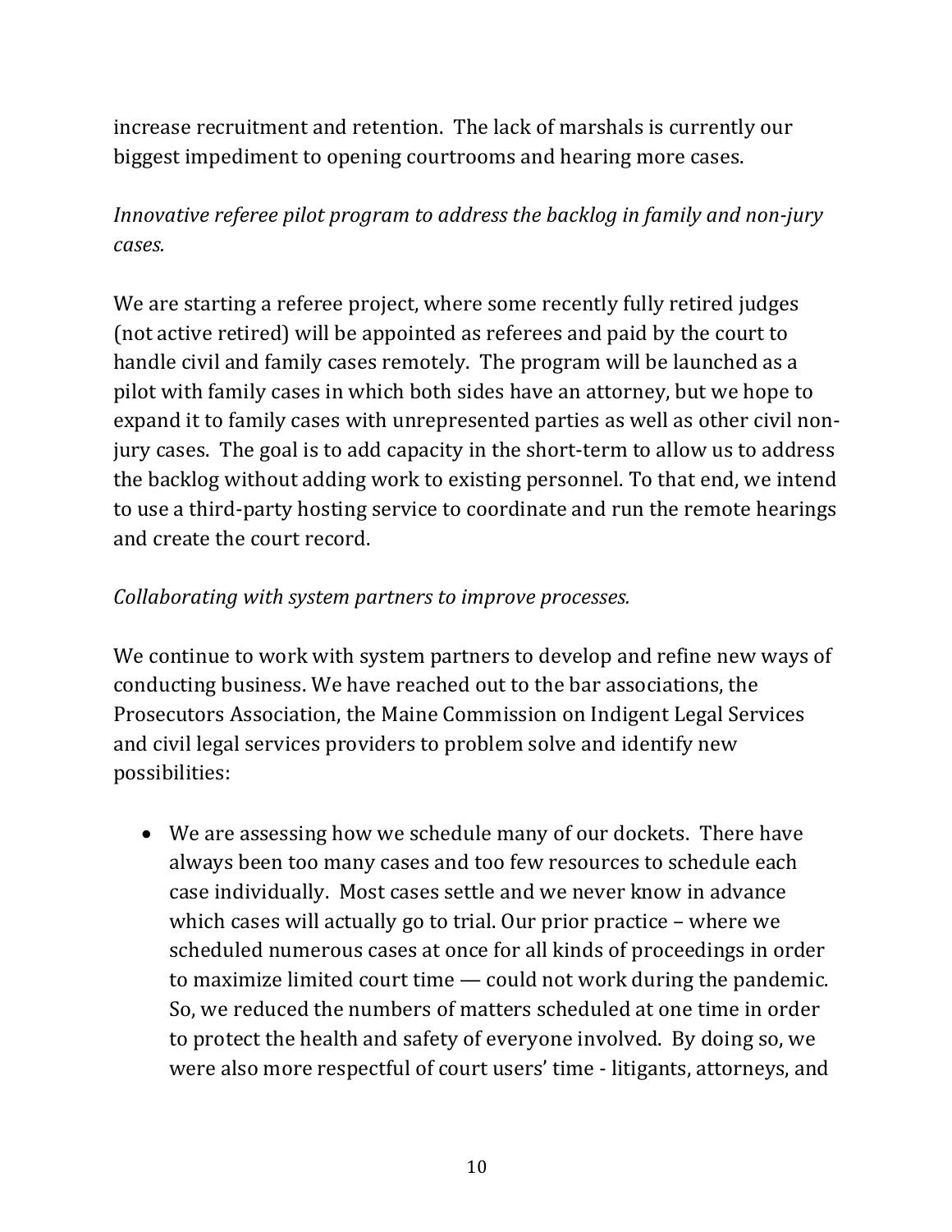increase recruitment and retention. The lack of marshals is currently our biggest impediment to opening courtrooms and hearing more cases.

*Innovative referee pilot program to address the backlog in family and non-jury cases.*

We are starting a referee project, where some recently fully retired judges (not active retired) will be appointed as referees and paid by the court to handle civil and family cases remotely. The program will be launched as a pilot with family cases in which both sides have an attorney, but we hope to expand it to family cases with unrepresented parties as well as other civil non-jury cases. The goal is to add capacity in the short-term to allow us to address the backlog without adding work to existing personnel. To that end, we intend to use a third-party hosting service to coordinate and run the remote hearings and create the court record.

*Collaborating with system partners to improve processes.*

We continue to work with system partners to develop and refine new ways of conducting business. We have reached out to the bar associations, the Prosecutors Association, the Maine Commission on Indigent Legal Services and civil legal services providers to problem solve and identify new possibilities:

- We are assessing how we schedule many of our dockets. There have always been too many cases and too few resources to schedule each case individually. Most cases settle and we never know in advance which cases will actually go to trial. Our prior practice – where we scheduled numerous cases at once for all kinds of proceedings in order to maximize limited court time — could not work during the pandemic. So, we reduced the numbers of matters scheduled at one time in order to protect the health and safety of everyone involved. By doing so, we were also more respectful of court users' time - litigants, attorneys, and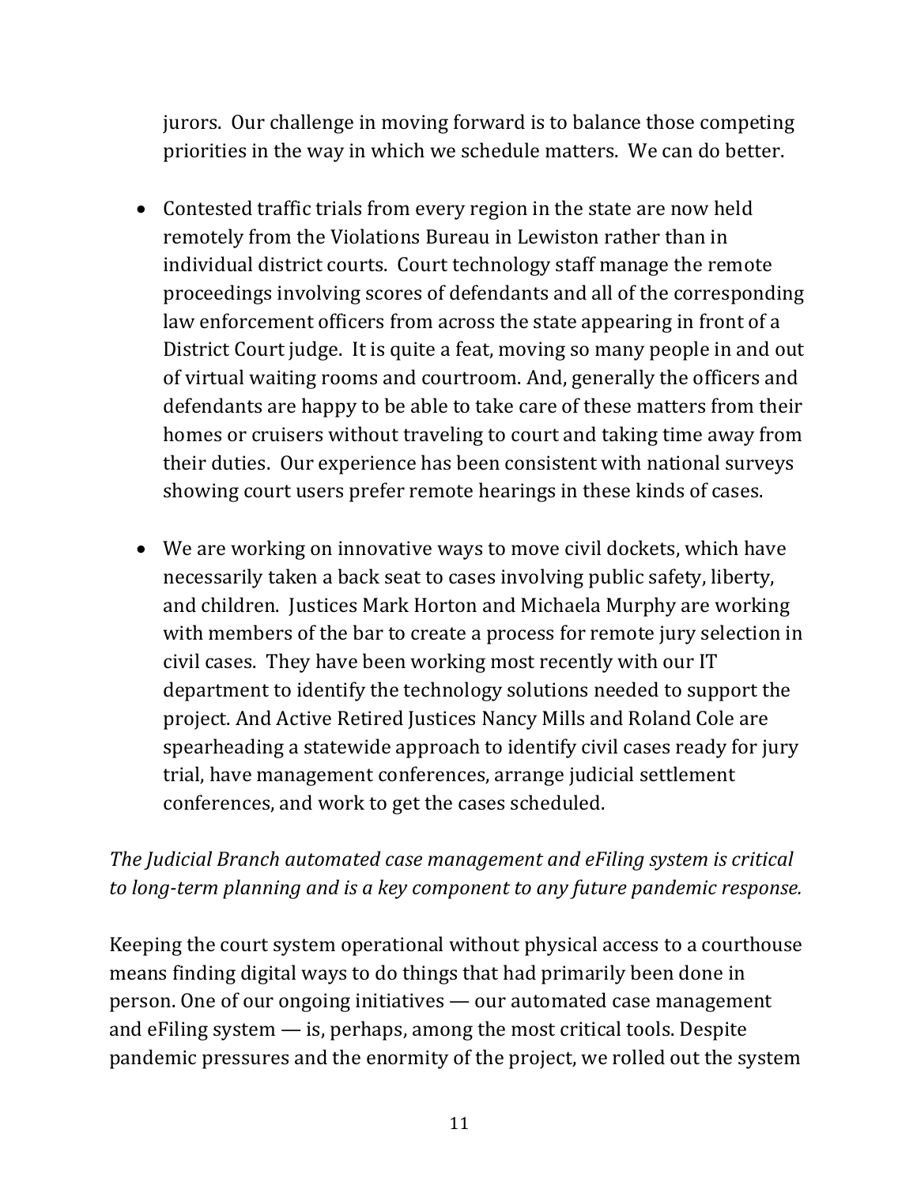jurors. Our challenge in moving forward is to balance those competing priorities in the way in which we schedule matters. We can do better.

- Contested traffic trials from every region in the state are now held remotely from the Violations Bureau in Lewiston rather than in individual district courts. Court technology staff manage the remote proceedings involving scores of defendants and all of the corresponding law enforcement officers from across the state appearing in front of a District Court judge. It is quite a feat, moving so many people in and out of virtual waiting rooms and courtroom. And, generally the officers and defendants are happy to be able to take care of these matters from their homes or cruisers without traveling to court and taking time away from their duties. Our experience has been consistent with national surveys showing court users prefer remote hearings in these kinds of cases.

- We are working on innovative ways to move civil dockets, which have necessarily taken a back seat to cases involving public safety, liberty, and children. Justices Mark Horton and Michaela Murphy are working with members of the bar to create a process for remote jury selection in civil cases. They have been working most recently with our IT department to identify the technology solutions needed to support the project. And Active Retired Justices Nancy Mills and Roland Cole are spearheading a statewide approach to identify civil cases ready for jury trial, have management conferences, arrange judicial settlement conferences, and work to get the cases scheduled.

*The Judicial Branch automated case management and eFiling system is critical to long-term planning and is a key component to any future pandemic response.*

Keeping the court system operational without physical access to a courthouse means finding digital ways to do things that had primarily been done in person. One of our ongoing initiatives — our automated case management and eFiling system — is, perhaps, among the most critical tools. Despite pandemic pressures and the enormity of the project, we rolled out the system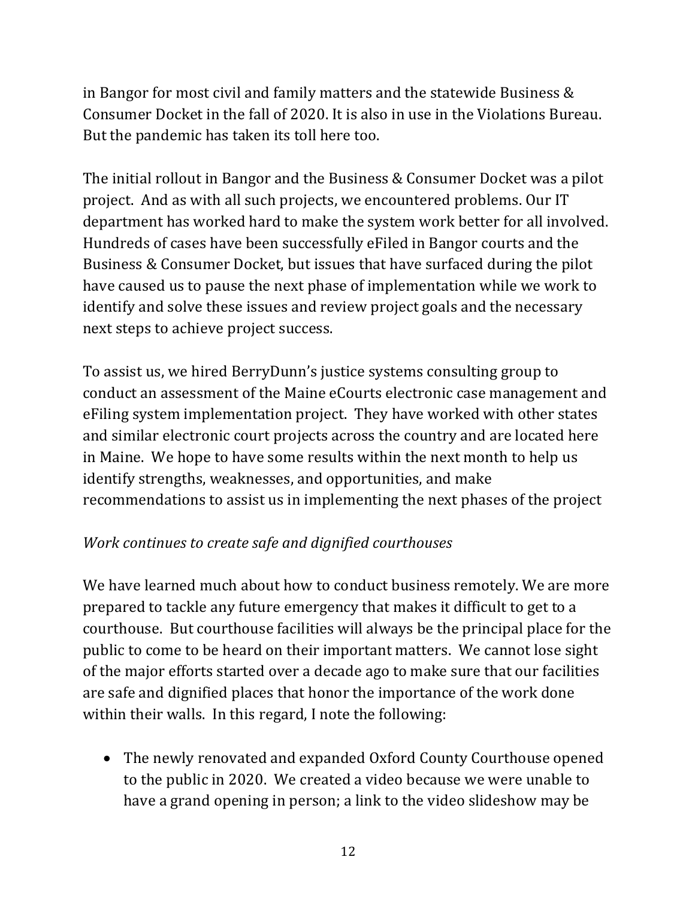in Bangor for most civil and family matters and the statewide Business & Consumer Docket in the fall of 2020. It is also in use in the Violations Bureau. But the pandemic has taken its toll here too.

The initial rollout in Bangor and the Business & Consumer Docket was a pilot project. And as with all such projects, we encountered problems. Our IT department has worked hard to make the system work better for all involved. Hundreds of cases have been successfully eFiled in Bangor courts and the Business & Consumer Docket, but issues that have surfaced during the pilot have caused us to pause the next phase of implementation while we work to identify and solve these issues and review project goals and the necessary next steps to achieve project success.

To assist us, we hired BerryDunn's justice systems consulting group to conduct an assessment of the Maine eCourts electronic case management and eFiling system implementation project. They have worked with other states and similar electronic court projects across the country and are located here in Maine. We hope to have some results within the next month to help us identify strengths, weaknesses, and opportunities, and make recommendations to assist us in implementing the next phases of the project

*Work continues to create safe and dignified courthouses*

We have learned much about how to conduct business remotely. We are more prepared to tackle any future emergency that makes it difficult to get to a courthouse. But courthouse facilities will always be the principal place for the public to come to be heard on their important matters. We cannot lose sight of the major efforts started over a decade ago to make sure that our facilities are safe and dignified places that honor the importance of the work done within their walls. In this regard, I note the following:

- The newly renovated and expanded Oxford County Courthouse opened to the public in 2020. We created a video because we were unable to have a grand opening in person; a link to the video slideshow may be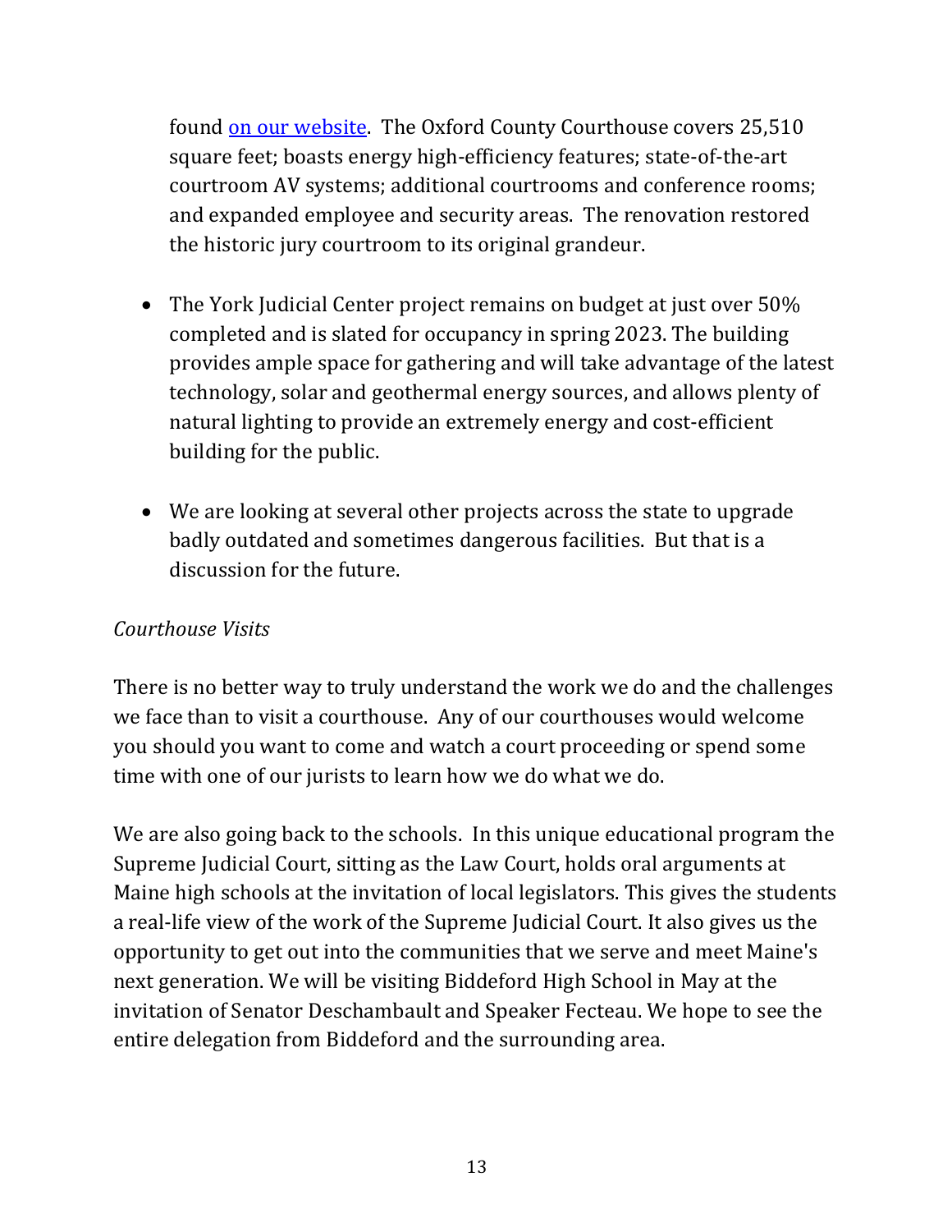found [on our website](). The Oxford County Courthouse covers 25,510 square feet; boasts energy high-efficiency features; state-of-the-art courtroom AV systems; additional courtrooms and conference rooms; and expanded employee and security areas. The renovation restored the historic jury courtroom to its original grandeur.

- The York Judicial Center project remains on budget at just over 50% completed and is slated for occupancy in spring 2023. The building provides ample space for gathering and will take advantage of the latest technology, solar and geothermal energy sources, and allows plenty of natural lighting to provide an extremely energy and cost-efficient building for the public.

- We are looking at several other projects across the state to upgrade badly outdated and sometimes dangerous facilities. But that is a discussion for the future.

*Courthouse Visits*

There is no better way to truly understand the work we do and the challenges we face than to visit a courthouse. Any of our courthouses would welcome you should you want to come and watch a court proceeding or spend some time with one of our jurists to learn how we do what we do.

We are also going back to the schools. In this unique educational program the Supreme Judicial Court, sitting as the Law Court, holds oral arguments at Maine high schools at the invitation of local legislators. This gives the students a real-life view of the work of the Supreme Judicial Court. It also gives us the opportunity to get out into the communities that we serve and meet Maine's next generation. We will be visiting Biddeford High School in May at the invitation of Senator Deschambault and Speaker Fecteau. We hope to see the entire delegation from Biddeford and the surrounding area.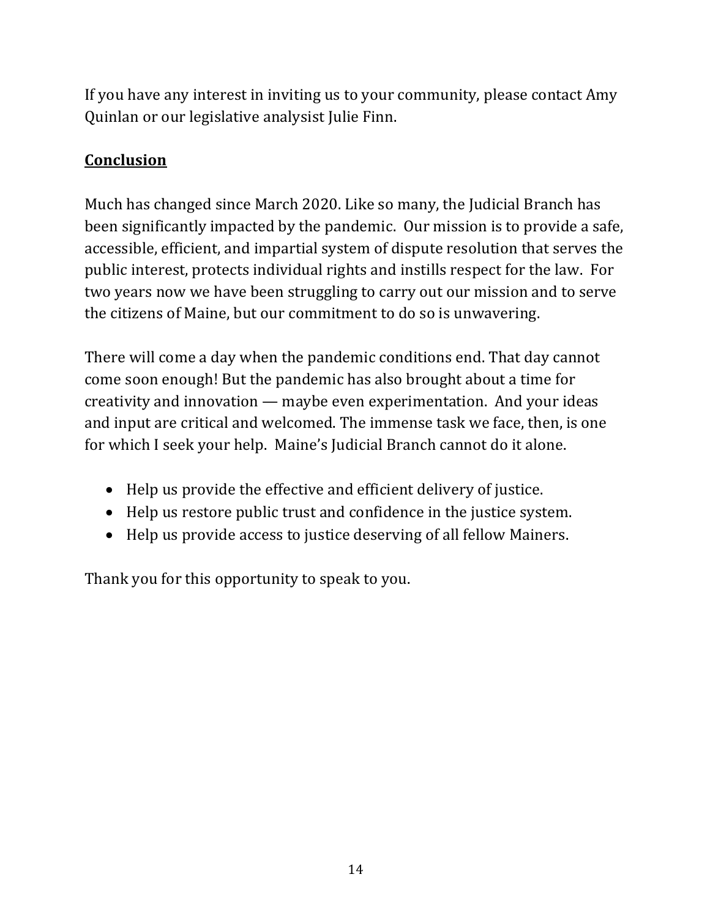If you have any interest in inviting us to your community, please contact Amy Quinlan or our legislative analysist Julie Finn.

## Conclusion

Much has changed since March 2020. Like so many, the Judicial Branch has been significantly impacted by the pandemic. Our mission is to provide a safe, accessible, efficient, and impartial system of dispute resolution that serves the public interest, protects individual rights and instills respect for the law. For two years now we have been struggling to carry out our mission and to serve the citizens of Maine, but our commitment to do so is unwavering.

There will come a day when the pandemic conditions end. That day cannot come soon enough! But the pandemic has also brought about a time for creativity and innovation — maybe even experimentation. And your ideas and input are critical and welcomed. The immense task we face, then, is one for which I seek your help. Maine's Judicial Branch cannot do it alone.

- Help us provide the effective and efficient delivery of justice.
- Help us restore public trust and confidence in the justice system.
- Help us provide access to justice deserving of all fellow Mainers.

Thank you for this opportunity to speak to you.